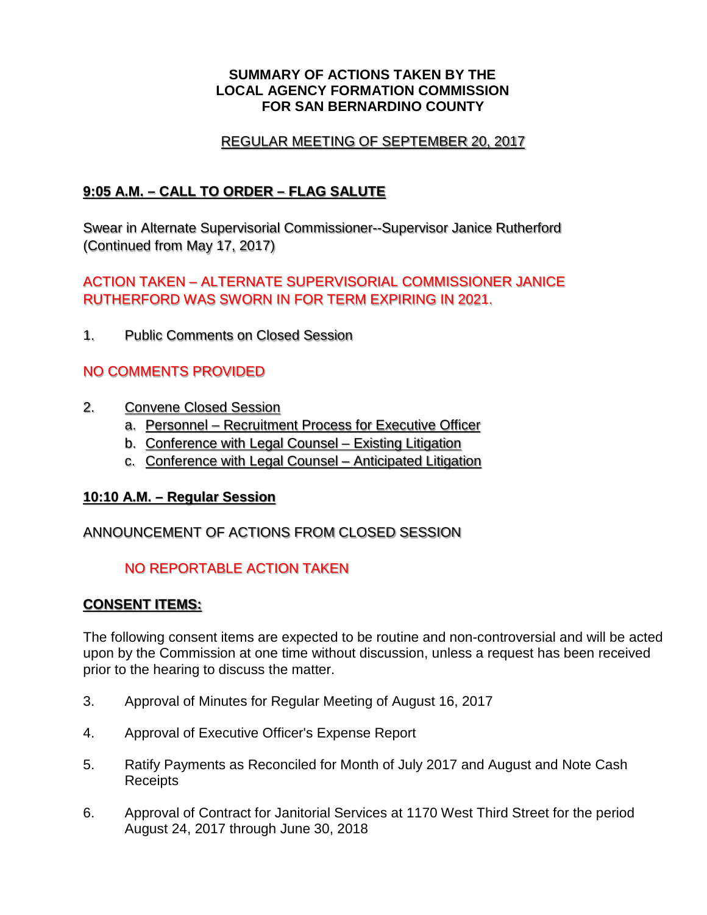**SUMMARY OF ACTIONS TAKEN BY THE**
**LOCAL AGENCY FORMATION COMMISSION**
**FOR SAN BERNARDINO COUNTY**

REGULAR MEETING OF SEPTEMBER 20, 2017

## 9:05 A.M. – CALL TO ORDER – FLAG SALUTE

Swear in Alternate Supervisorial Commissioner--Supervisor Janice Rutherford (Continued from May 17, 2017)

ACTION TAKEN – ALTERNATE SUPERVISORIAL COMMISSIONER JANICE RUTHERFORD WAS SWORN IN FOR TERM EXPIRING IN 2021.

1. Public Comments on Closed Session

NO COMMENTS PROVIDED

2. Convene Closed Session
   a. Personnel – Recruitment Process for Executive Officer
   b. Conference with Legal Counsel – Existing Litigation
   c. Conference with Legal Counsel – Anticipated Litigation

## 10:10 A.M. – Regular Session

ANNOUNCEMENT OF ACTIONS FROM CLOSED SESSION

NO REPORTABLE ACTION TAKEN

## CONSENT ITEMS:

The following consent items are expected to be routine and non-controversial and will be acted upon by the Commission at one time without discussion, unless a request has been received prior to the hearing to discuss the matter.

3. Approval of Minutes for Regular Meeting of August 16, 2017

4. Approval of Executive Officer's Expense Report

5. Ratify Payments as Reconciled for Month of July 2017 and August and Note Cash Receipts

6. Approval of Contract for Janitorial Services at 1170 West Third Street for the period August 24, 2017 through June 30, 2018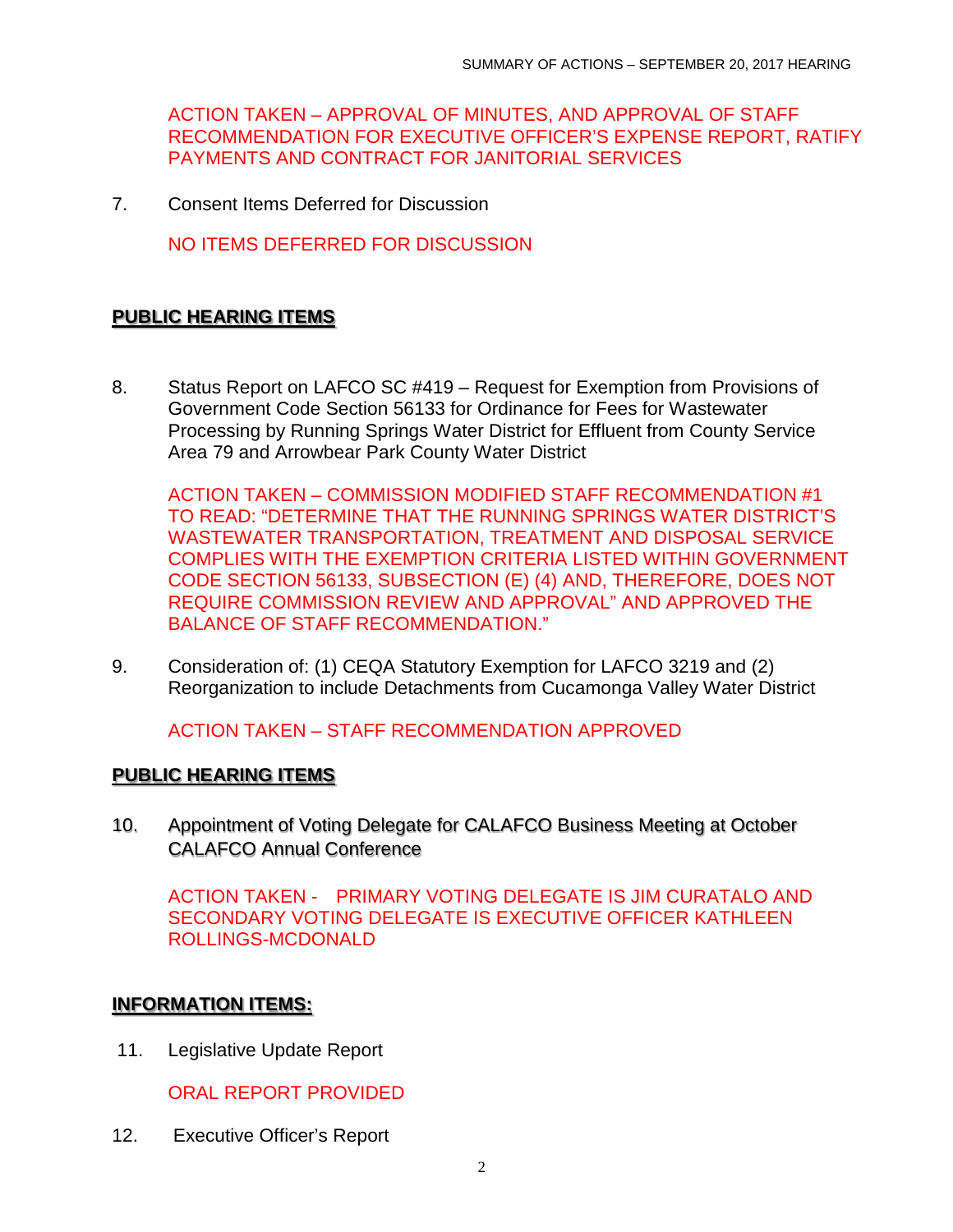ACTION TAKEN – APPROVAL OF MINUTES, AND APPROVAL OF STAFF RECOMMENDATION FOR EXECUTIVE OFFICER'S EXPENSE REPORT, RATIFY PAYMENTS AND CONTRACT FOR JANITORIAL SERVICES

7. Consent Items Deferred for Discussion

   NO ITEMS DEFERRED FOR DISCUSSION

## PUBLIC HEARING ITEMS

8. Status Report on LAFCO SC #419 – Request for Exemption from Provisions of Government Code Section 56133 for Ordinance for Fees for Wastewater Processing by Running Springs Water District for Effluent from County Service Area 79 and Arrowbear Park County Water District

   ACTION TAKEN – COMMISSION MODIFIED STAFF RECOMMENDATION #1 TO READ: "DETERMINE THAT THE RUNNING SPRINGS WATER DISTRICT'S WASTEWATER TRANSPORTATION, TREATMENT AND DISPOSAL SERVICE COMPLIES WITH THE EXEMPTION CRITERIA LISTED WITHIN GOVERNMENT CODE SECTION 56133, SUBSECTION (E) (4) AND, THEREFORE, DOES NOT REQUIRE COMMISSION REVIEW AND APPROVAL" AND APPROVED THE BALANCE OF STAFF RECOMMENDATION."

9. Consideration of: (1) CEQA Statutory Exemption for LAFCO 3219 and (2) Reorganization to include Detachments from Cucamonga Valley Water District

   ACTION TAKEN – STAFF RECOMMENDATION APPROVED

## PUBLIC HEARING ITEMS

10. Appointment of Voting Delegate for CALAFCO Business Meeting at October CALAFCO Annual Conference

    ACTION TAKEN - PRIMARY VOTING DELEGATE IS JIM CURATALO AND SECONDARY VOTING DELEGATE IS EXECUTIVE OFFICER KATHLEEN ROLLINGS-MCDONALD

## INFORMATION ITEMS:

11. Legislative Update Report

    ORAL REPORT PROVIDED

12. Executive Officer's Report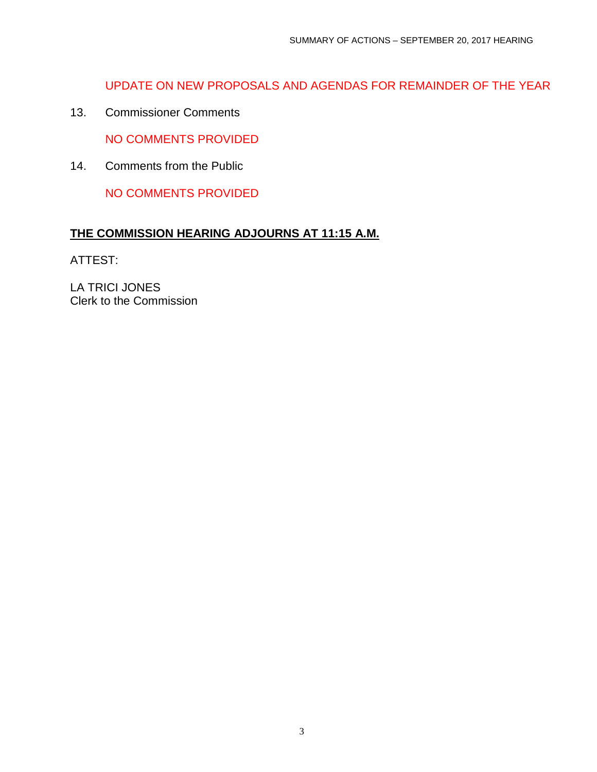UPDATE ON NEW PROPOSALS AND AGENDAS FOR REMAINDER OF THE YEAR

13. Commissioner Comments

    NO COMMENTS PROVIDED

14. Comments from the Public

    NO COMMENTS PROVIDED

**THE COMMISSION HEARING ADJOURNS AT 11:15 A.M.**

ATTEST:

LA TRICI JONES
Clerk to the Commission